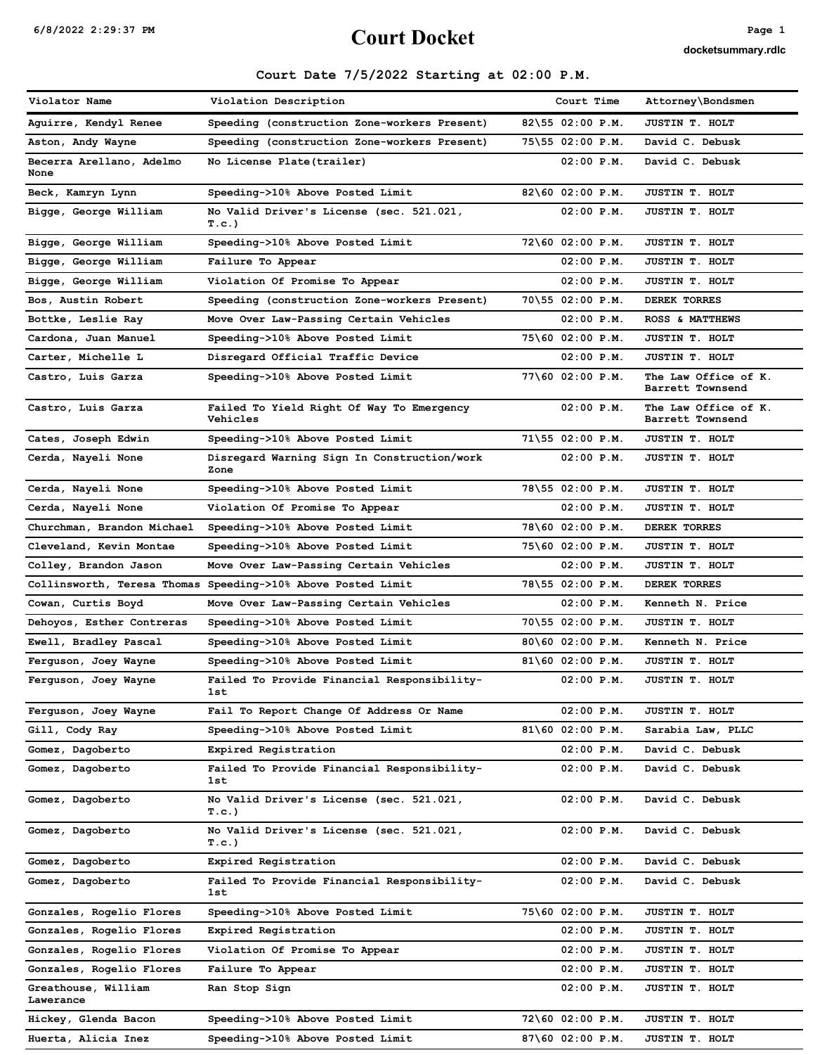# Court Docket

6/8/2022 2:29:37 PM

docketsummary.rdlc

## Court Date 7/5/2022 Starting at 02:00 P.M.

| Violator Name | Violation Description | Court Time | Attorney\Bondsmen |
|---|---|---|---|
| Aguirre, Kendyl Renee | Speeding (construction Zone-workers Present) | 82\55 02:00 P.M. | JUSTIN T. HOLT |
| Aston, Andy Wayne | Speeding (construction Zone-workers Present) | 75\55 02:00 P.M. | David C. Debusk |
| Becerra Arellano, Adelmo None | No License Plate(trailer) | 02:00 P.M. | David C. Debusk |
| Beck, Kamryn Lynn | Speeding->10% Above Posted Limit | 82\60 02:00 P.M. | JUSTIN T. HOLT |
| Bigge, George William | No Valid Driver's License (sec. 521.021, T.c.) | 02:00 P.M. | JUSTIN T. HOLT |
| Bigge, George William | Speeding->10% Above Posted Limit | 72\60 02:00 P.M. | JUSTIN T. HOLT |
| Bigge, George William | Failure To Appear | 02:00 P.M. | JUSTIN T. HOLT |
| Bigge, George William | Violation Of Promise To Appear | 02:00 P.M. | JUSTIN T. HOLT |
| Bos, Austin Robert | Speeding (construction Zone-workers Present) | 70\55 02:00 P.M. | DEREK TORRES |
| Bottke, Leslie Ray | Move Over Law-Passing Certain Vehicles | 02:00 P.M. | ROSS & MATTHEWS |
| Cardona, Juan Manuel | Speeding->10% Above Posted Limit | 75\60 02:00 P.M. | JUSTIN T. HOLT |
| Carter, Michelle L | Disregard Official Traffic Device | 02:00 P.M. | JUSTIN T. HOLT |
| Castro, Luis Garza | Speeding->10% Above Posted Limit | 77\60 02:00 P.M. | The Law Office of K. Barrett Townsend |
| Castro, Luis Garza | Failed To Yield Right Of Way To Emergency Vehicles | 02:00 P.M. | The Law Office of K. Barrett Townsend |
| Cates, Joseph Edwin | Speeding->10% Above Posted Limit | 71\55 02:00 P.M. | JUSTIN T. HOLT |
| Cerda, Nayeli None | Disregard Warning Sign In Construction/work Zone | 02:00 P.M. | JUSTIN T. HOLT |
| Cerda, Nayeli None | Speeding->10% Above Posted Limit | 78\55 02:00 P.M. | JUSTIN T. HOLT |
| Cerda, Nayeli None | Violation Of Promise To Appear | 02:00 P.M. | JUSTIN T. HOLT |
| Churchman, Brandon Michael | Speeding->10% Above Posted Limit | 78\60 02:00 P.M. | DEREK TORRES |
| Cleveland, Kevin Montae | Speeding->10% Above Posted Limit | 75\60 02:00 P.M. | JUSTIN T. HOLT |
| Colley, Brandon Jason | Move Over Law-Passing Certain Vehicles | 02:00 P.M. | JUSTIN T. HOLT |
| Collinsworth, Teresa Thomas | Speeding->10% Above Posted Limit | 78\55 02:00 P.M. | DEREK TORRES |
| Cowan, Curtis Boyd | Move Over Law-Passing Certain Vehicles | 02:00 P.M. | Kenneth N. Price |
| Dehoyos, Esther Contreras | Speeding->10% Above Posted Limit | 70\55 02:00 P.M. | JUSTIN T. HOLT |
| Ewell, Bradley Pascal | Speeding->10% Above Posted Limit | 80\60 02:00 P.M. | Kenneth N. Price |
| Ferguson, Joey Wayne | Speeding->10% Above Posted Limit | 81\60 02:00 P.M. | JUSTIN T. HOLT |
| Ferguson, Joey Wayne | Failed To Provide Financial Responsibility-1st | 02:00 P.M. | JUSTIN T. HOLT |
| Ferguson, Joey Wayne | Fail To Report Change Of Address Or Name | 02:00 P.M. | JUSTIN T. HOLT |
| Gill, Cody Ray | Speeding->10% Above Posted Limit | 81\60 02:00 P.M. | Sarabia Law, PLLC |
| Gomez, Dagoberto | Expired Registration | 02:00 P.M. | David C. Debusk |
| Gomez, Dagoberto | Failed To Provide Financial Responsibility-1st | 02:00 P.M. | David C. Debusk |
| Gomez, Dagoberto | No Valid Driver's License (sec. 521.021, T.c.) | 02:00 P.M. | David C. Debusk |
| Gomez, Dagoberto | No Valid Driver's License (sec. 521.021, T.c.) | 02:00 P.M. | David C. Debusk |
| Gomez, Dagoberto | Expired Registration | 02:00 P.M. | David C. Debusk |
| Gomez, Dagoberto | Failed To Provide Financial Responsibility-1st | 02:00 P.M. | David C. Debusk |
| Gonzales, Rogelio Flores | Speeding->10% Above Posted Limit | 75\60 02:00 P.M. | JUSTIN T. HOLT |
| Gonzales, Rogelio Flores | Expired Registration | 02:00 P.M. | JUSTIN T. HOLT |
| Gonzales, Rogelio Flores | Violation Of Promise To Appear | 02:00 P.M. | JUSTIN T. HOLT |
| Gonzales, Rogelio Flores | Failure To Appear | 02:00 P.M. | JUSTIN T. HOLT |
| Greathouse, William Lawerance | Ran Stop Sign | 02:00 P.M. | JUSTIN T. HOLT |
| Hickey, Glenda Bacon | Speeding->10% Above Posted Limit | 72\60 02:00 P.M. | JUSTIN T. HOLT |
| Huerta, Alicia Inez | Speeding->10% Above Posted Limit | 87\60 02:00 P.M. | JUSTIN T. HOLT |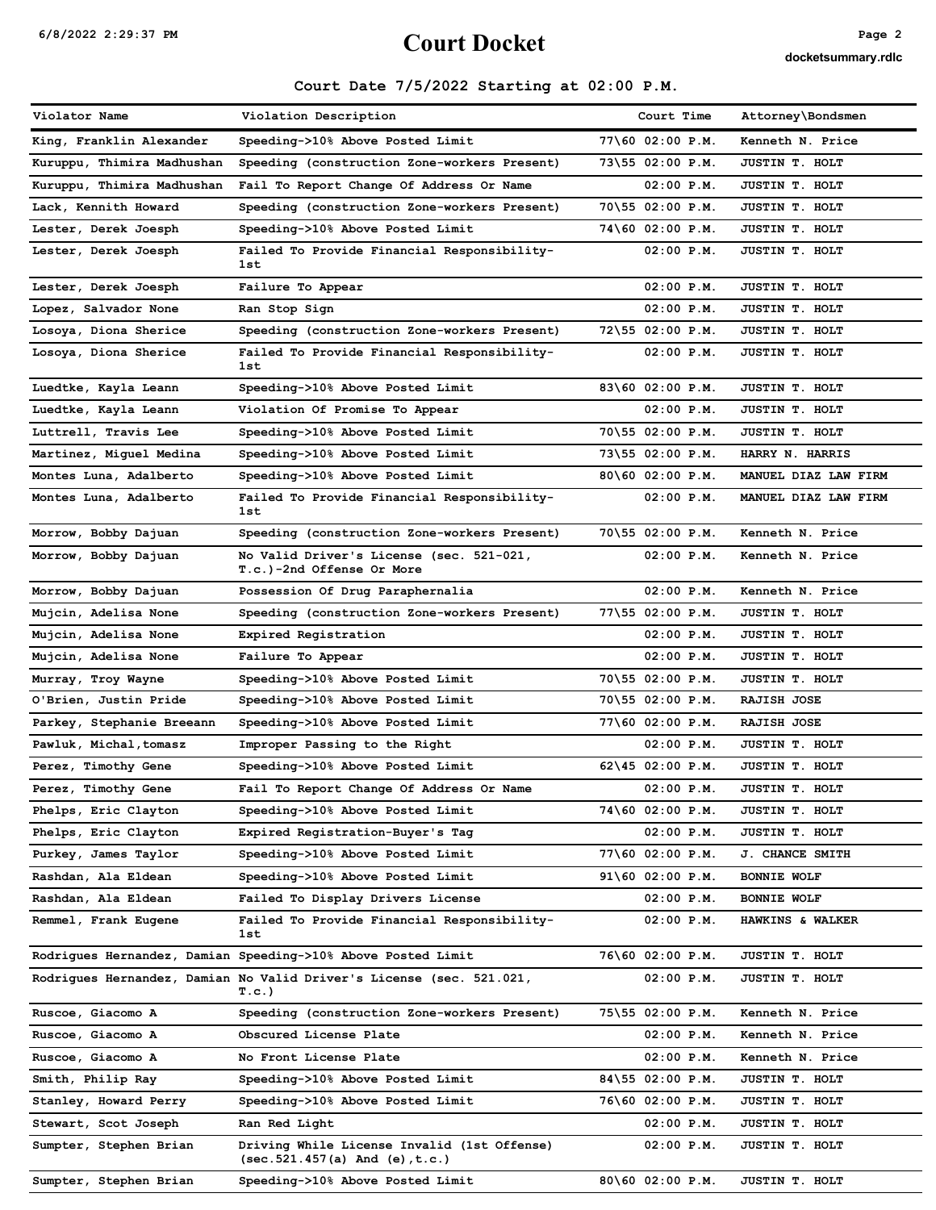# Court Docket

## Court Date 7/5/2022 Starting at 02:00 P.M.

| Violator Name | Violation Description | Court Time | Attorney\Bondsmen |
|---|---|---|---|
| King, Franklin Alexander | Speeding->10% Above Posted Limit | 77\60 02:00 P.M. | Kenneth N. Price |
| Kuruppu, Thimira Madhushan | Speeding (construction Zone-workers Present) | 73\55 02:00 P.M. | JUSTIN T. HOLT |
| Kuruppu, Thimira Madhushan | Fail To Report Change Of Address Or Name | 02:00 P.M. | JUSTIN T. HOLT |
| Lack, Kennith Howard | Speeding (construction Zone-workers Present) | 70\55 02:00 P.M. | JUSTIN T. HOLT |
| Lester, Derek Joesph | Speeding->10% Above Posted Limit | 74\60 02:00 P.M. | JUSTIN T. HOLT |
| Lester, Derek Joesph | Failed To Provide Financial Responsibility-1st | 02:00 P.M. | JUSTIN T. HOLT |
| Lester, Derek Joesph | Failure To Appear | 02:00 P.M. | JUSTIN T. HOLT |
| Lopez, Salvador None | Ran Stop Sign | 02:00 P.M. | JUSTIN T. HOLT |
| Losoya, Diona Sherice | Speeding (construction Zone-workers Present) | 72\55 02:00 P.M. | JUSTIN T. HOLT |
| Losoya, Diona Sherice | Failed To Provide Financial Responsibility-1st | 02:00 P.M. | JUSTIN T. HOLT |
| Luedtke, Kayla Leann | Speeding->10% Above Posted Limit | 83\60 02:00 P.M. | JUSTIN T. HOLT |
| Luedtke, Kayla Leann | Violation Of Promise To Appear | 02:00 P.M. | JUSTIN T. HOLT |
| Luttrell, Travis Lee | Speeding->10% Above Posted Limit | 70\55 02:00 P.M. | JUSTIN T. HOLT |
| Martinez, Miguel Medina | Speeding->10% Above Posted Limit | 73\55 02:00 P.M. | HARRY N. HARRIS |
| Montes Luna, Adalberto | Speeding->10% Above Posted Limit | 80\60 02:00 P.M. | MANUEL DIAZ LAW FIRM |
| Montes Luna, Adalberto | Failed To Provide Financial Responsibility-1st | 02:00 P.M. | MANUEL DIAZ LAW FIRM |
| Morrow, Bobby Dajuan | Speeding (construction Zone-workers Present) | 70\55 02:00 P.M. | Kenneth N. Price |
| Morrow, Bobby Dajuan | No Valid Driver's License (sec. 521-021, T.c.)-2nd Offense Or More | 02:00 P.M. | Kenneth N. Price |
| Morrow, Bobby Dajuan | Possession Of Drug Paraphernalia | 02:00 P.M. | Kenneth N. Price |
| Mujcin, Adelisa None | Speeding (construction Zone-workers Present) | 77\55 02:00 P.M. | JUSTIN T. HOLT |
| Mujcin, Adelisa None | Expired Registration | 02:00 P.M. | JUSTIN T. HOLT |
| Mujcin, Adelisa None | Failure To Appear | 02:00 P.M. | JUSTIN T. HOLT |
| Murray, Troy Wayne | Speeding->10% Above Posted Limit | 70\55 02:00 P.M. | JUSTIN T. HOLT |
| O'Brien, Justin Pride | Speeding->10% Above Posted Limit | 70\55 02:00 P.M. | RAJISH JOSE |
| Parkey, Stephanie Breeann | Speeding->10% Above Posted Limit | 77\60 02:00 P.M. | RAJISH JOSE |
| Pawluk, Michal,tomasz | Improper Passing to the Right | 02:00 P.M. | JUSTIN T. HOLT |
| Perez, Timothy Gene | Speeding->10% Above Posted Limit | 62\45 02:00 P.M. | JUSTIN T. HOLT |
| Perez, Timothy Gene | Fail To Report Change Of Address Or Name | 02:00 P.M. | JUSTIN T. HOLT |
| Phelps, Eric Clayton | Speeding->10% Above Posted Limit | 74\60 02:00 P.M. | JUSTIN T. HOLT |
| Phelps, Eric Clayton | Expired Registration-Buyer's Tag | 02:00 P.M. | JUSTIN T. HOLT |
| Purkey, James Taylor | Speeding->10% Above Posted Limit | 77\60 02:00 P.M. | J. CHANCE SMITH |
| Rashdan, Ala Eldean | Speeding->10% Above Posted Limit | 91\60 02:00 P.M. | BONNIE WOLF |
| Rashdan, Ala Eldean | Failed To Display Drivers License | 02:00 P.M. | BONNIE WOLF |
| Remmel, Frank Eugene | Failed To Provide Financial Responsibility-1st | 02:00 P.M. | HAWKINS & WALKER |
| Rodrigues Hernandez, Damian | Speeding->10% Above Posted Limit | 76\60 02:00 P.M. | JUSTIN T. HOLT |
| Rodrigues Hernandez, Damian | No Valid Driver's License (sec. 521.021, T.c.) | 02:00 P.M. | JUSTIN T. HOLT |
| Ruscoe, Giacomo A | Speeding (construction Zone-workers Present) | 75\55 02:00 P.M. | Kenneth N. Price |
| Ruscoe, Giacomo A | Obscured License Plate | 02:00 P.M. | Kenneth N. Price |
| Ruscoe, Giacomo A | No Front License Plate | 02:00 P.M. | Kenneth N. Price |
| Smith, Philip Ray | Speeding->10% Above Posted Limit | 84\55 02:00 P.M. | JUSTIN T. HOLT |
| Stanley, Howard Perry | Speeding->10% Above Posted Limit | 76\60 02:00 P.M. | JUSTIN T. HOLT |
| Stewart, Scot Joseph | Ran Red Light | 02:00 P.M. | JUSTIN T. HOLT |
| Sumpter, Stephen Brian | Driving While License Invalid (1st Offense) (sec.521.457(a) And (e),t.c.) | 02:00 P.M. | JUSTIN T. HOLT |
| Sumpter, Stephen Brian | Speeding->10% Above Posted Limit | 80\60 02:00 P.M. | JUSTIN T. HOLT |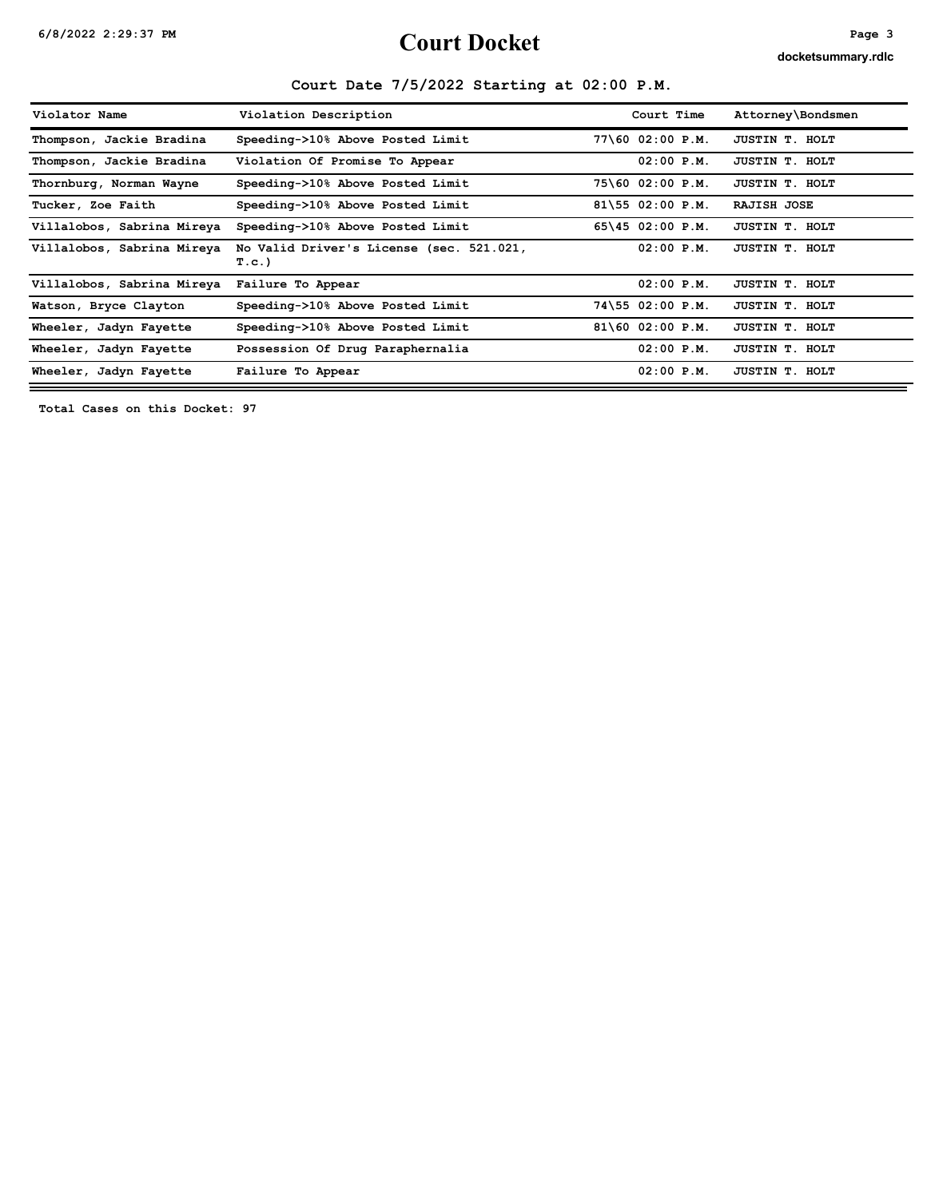# Court Docket

### Court Date 7/5/2022 Starting at 02:00 P.M.

| Violator Name | Violation Description | Court Time | Attorney\Bondsmen |
|---|---|---|---|
| Thompson, Jackie Bradina | Speeding->10% Above Posted Limit | 77\60 02:00 P.M. | JUSTIN T. HOLT |
| Thompson, Jackie Bradina | Violation Of Promise To Appear | 02:00 P.M. | JUSTIN T. HOLT |
| Thornburg, Norman Wayne | Speeding->10% Above Posted Limit | 75\60 02:00 P.M. | JUSTIN T. HOLT |
| Tucker, Zoe Faith | Speeding->10% Above Posted Limit | 81\55 02:00 P.M. | RAJISH JOSE |
| Villalobos, Sabrina Mireya | Speeding->10% Above Posted Limit | 65\45 02:00 P.M. | JUSTIN T. HOLT |
| Villalobos, Sabrina Mireya | No Valid Driver's License (sec. 521.021, T.c.) | 02:00 P.M. | JUSTIN T. HOLT |
| Villalobos, Sabrina Mireya | Failure To Appear | 02:00 P.M. | JUSTIN T. HOLT |
| Watson, Bryce Clayton | Speeding->10% Above Posted Limit | 74\55 02:00 P.M. | JUSTIN T. HOLT |
| Wheeler, Jadyn Fayette | Speeding->10% Above Posted Limit | 81\60 02:00 P.M. | JUSTIN T. HOLT |
| Wheeler, Jadyn Fayette | Possession Of Drug Paraphernalia | 02:00 P.M. | JUSTIN T. HOLT |
| Wheeler, Jadyn Fayette | Failure To Appear | 02:00 P.M. | JUSTIN T. HOLT |

**Total Cases on this Docket: 97**